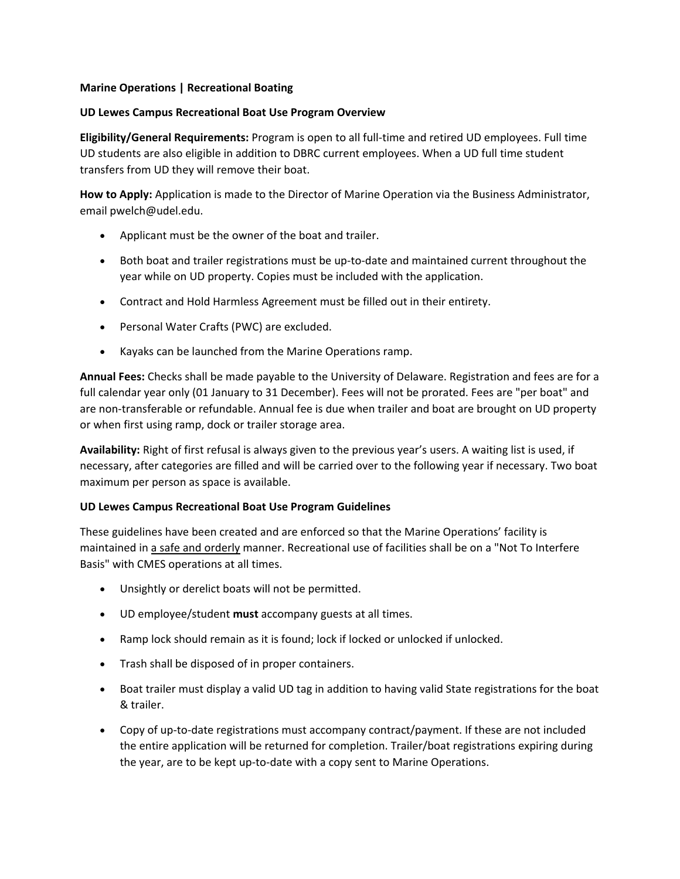**Marine Operations | Recreational Boating**

**UD Lewes Campus Recreational Boat Use Program Overview**

**Eligibility/General Requirements:** Program is open to all full-time and retired UD employees. Full time UD students are also eligible in addition to DBRC current employees. When a UD full time student transfers from UD they will remove their boat.

**How to Apply:** Application is made to the Director of Marine Operation via the Business Administrator, email pwelch@udel.edu.

- Applicant must be the owner of the boat and trailer.
- Both boat and trailer registrations must be up-to-date and maintained current throughout the year while on UD property. Copies must be included with the application.
- Contract and Hold Harmless Agreement must be filled out in their entirety.
- Personal Water Crafts (PWC) are excluded.
- Kayaks can be launched from the Marine Operations ramp.

**Annual Fees:** Checks shall be made payable to the University of Delaware. Registration and fees are for a full calendar year only (01 January to 31 December). Fees will not be prorated. Fees are "per boat" and are non-transferable or refundable. Annual fee is due when trailer and boat are brought on UD property or when first using ramp, dock or trailer storage area.

**Availability:** Right of first refusal is always given to the previous year's users. A waiting list is used, if necessary, after categories are filled and will be carried over to the following year if necessary. Two boat maximum per person as space is available.

**UD Lewes Campus Recreational Boat Use Program Guidelines**

These guidelines have been created and are enforced so that the Marine Operations' facility is maintained in a safe and orderly manner. Recreational use of facilities shall be on a "Not To Interfere Basis" with CMES operations at all times.

- Unsightly or derelict boats will not be permitted.
- UD employee/student **must** accompany guests at all times.
- Ramp lock should remain as it is found; lock if locked or unlocked if unlocked.
- Trash shall be disposed of in proper containers.
- Boat trailer must display a valid UD tag in addition to having valid State registrations for the boat & trailer.
- Copy of up-to-date registrations must accompany contract/payment. If these are not included the entire application will be returned for completion. Trailer/boat registrations expiring during the year, are to be kept up-to-date with a copy sent to Marine Operations.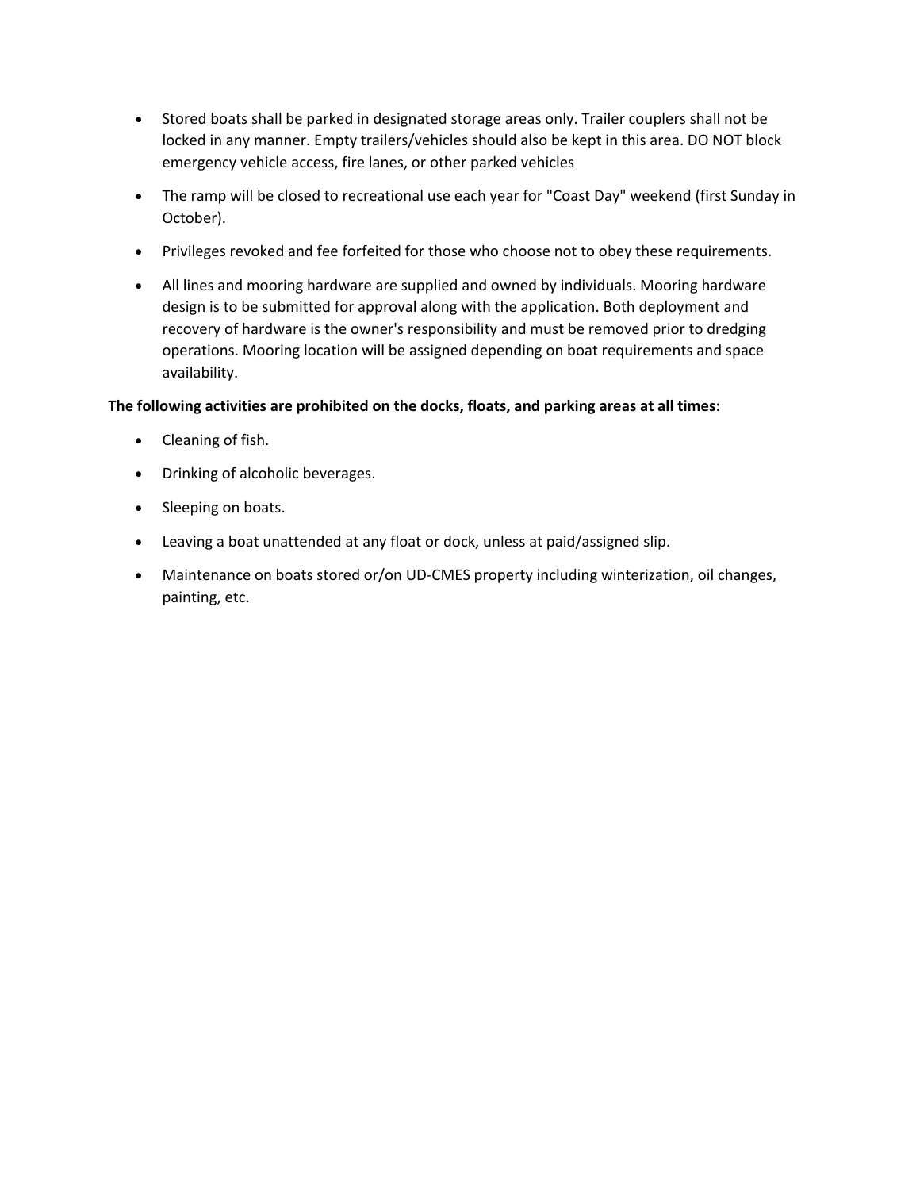- Stored boats shall be parked in designated storage areas only. Trailer couplers shall not be locked in any manner. Empty trailers/vehicles should also be kept in this area. DO NOT block emergency vehicle access, fire lanes, or other parked vehicles
- The ramp will be closed to recreational use each year for "Coast Day" weekend (first Sunday in October).
- Privileges revoked and fee forfeited for those who choose not to obey these requirements.
- All lines and mooring hardware are supplied and owned by individuals. Mooring hardware design is to be submitted for approval along with the application. Both deployment and recovery of hardware is the owner's responsibility and must be removed prior to dredging operations. Mooring location will be assigned depending on boat requirements and space availability.

**The following activities are prohibited on the docks, floats, and parking areas at all times:**

- Cleaning of fish.
- Drinking of alcoholic beverages.
- Sleeping on boats.
- Leaving a boat unattended at any float or dock, unless at paid/assigned slip.
- Maintenance on boats stored or/on UD-CMES property including winterization, oil changes, painting, etc.